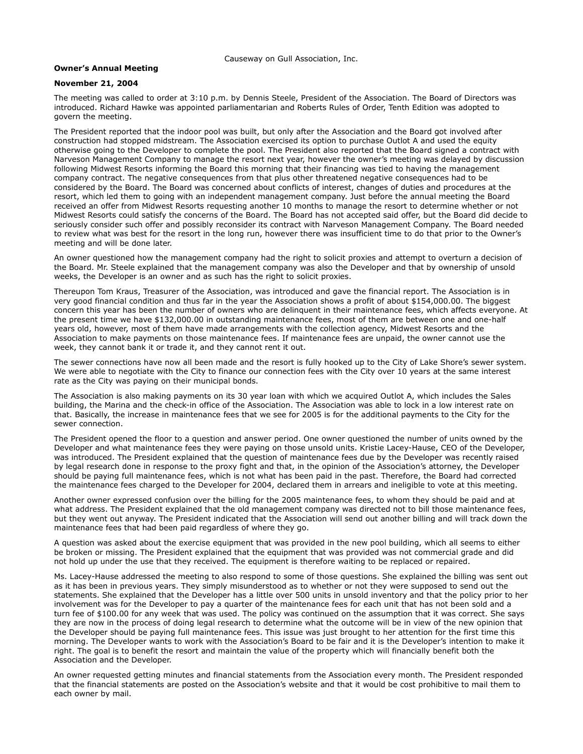Causeway on Gull Association, Inc.

**Owner's Annual Meeting**

**November 21, 2004**

The meeting was called to order at 3:10 p.m. by Dennis Steele, President of the Association. The Board of Directors was introduced. Richard Hawke was appointed parliamentarian and Roberts Rules of Order, Tenth Edition was adopted to govern the meeting.

The President reported that the indoor pool was built, but only after the Association and the Board got involved after construction had stopped midstream. The Association exercised its option to purchase Outlot A and used the equity otherwise going to the Developer to complete the pool. The President also reported that the Board signed a contract with Narveson Management Company to manage the resort next year, however the owner's meeting was delayed by discussion following Midwest Resorts informing the Board this morning that their financing was tied to having the management company contract. The negative consequences from that plus other threatened negative consequences had to be considered by the Board. The Board was concerned about conflicts of interest, changes of duties and procedures at the resort, which led them to going with an independent management company. Just before the annual meeting the Board received an offer from Midwest Resorts requesting another 10 months to manage the resort to determine whether or not Midwest Resorts could satisfy the concerns of the Board. The Board has not accepted said offer, but the Board did decide to seriously consider such offer and possibly reconsider its contract with Narveson Management Company. The Board needed to review what was best for the resort in the long run, however there was insufficient time to do that prior to the Owner's meeting and will be done later.

An owner questioned how the management company had the right to solicit proxies and attempt to overturn a decision of the Board. Mr. Steele explained that the management company was also the Developer and that by ownership of unsold weeks, the Developer is an owner and as such has the right to solicit proxies.

Thereupon Tom Kraus, Treasurer of the Association, was introduced and gave the financial report. The Association is in very good financial condition and thus far in the year the Association shows a profit of about $154,000.00. The biggest concern this year has been the number of owners who are delinquent in their maintenance fees, which affects everyone. At the present time we have $132,000.00 in outstanding maintenance fees, most of them are between one and one-half years old, however, most of them have made arrangements with the collection agency, Midwest Resorts and the Association to make payments on those maintenance fees. If maintenance fees are unpaid, the owner cannot use the week, they cannot bank it or trade it, and they cannot rent it out.

The sewer connections have now all been made and the resort is fully hooked up to the City of Lake Shore's sewer system. We were able to negotiate with the City to finance our connection fees with the City over 10 years at the same interest rate as the City was paying on their municipal bonds.

The Association is also making payments on its 30 year loan with which we acquired Outlot A, which includes the Sales building, the Marina and the check-in office of the Association. The Association was able to lock in a low interest rate on that. Basically, the increase in maintenance fees that we see for 2005 is for the additional payments to the City for the sewer connection.

The President opened the floor to a question and answer period. One owner questioned the number of units owned by the Developer and what maintenance fees they were paying on those unsold units. Kristie Lacey-Hause, CEO of the Developer, was introduced. The President explained that the question of maintenance fees due by the Developer was recently raised by legal research done in response to the proxy fight and that, in the opinion of the Association's attorney, the Developer should be paying full maintenance fees, which is not what has been paid in the past. Therefore, the Board had corrected the maintenance fees charged to the Developer for 2004, declared them in arrears and ineligible to vote at this meeting.

Another owner expressed confusion over the billing for the 2005 maintenance fees, to whom they should be paid and at what address. The President explained that the old management company was directed not to bill those maintenance fees, but they went out anyway. The President indicated that the Association will send out another billing and will track down the maintenance fees that had been paid regardless of where they go.

A question was asked about the exercise equipment that was provided in the new pool building, which all seems to either be broken or missing. The President explained that the equipment that was provided was not commercial grade and did not hold up under the use that they received. The equipment is therefore waiting to be replaced or repaired.

Ms. Lacey-Hause addressed the meeting to also respond to some of those questions. She explained the billing was sent out as it has been in previous years. They simply misunderstood as to whether or not they were supposed to send out the statements. She explained that the Developer has a little over 500 units in unsold inventory and that the policy prior to her involvement was for the Developer to pay a quarter of the maintenance fees for each unit that has not been sold and a turn fee of $100.00 for any week that was used. The policy was continued on the assumption that it was correct. She says they are now in the process of doing legal research to determine what the outcome will be in view of the new opinion that the Developer should be paying full maintenance fees. This issue was just brought to her attention for the first time this morning. The Developer wants to work with the Association's Board to be fair and it is the Developer's intention to make it right. The goal is to benefit the resort and maintain the value of the property which will financially benefit both the Association and the Developer.

An owner requested getting minutes and financial statements from the Association every month. The President responded that the financial statements are posted on the Association's website and that it would be cost prohibitive to mail them to each owner by mail.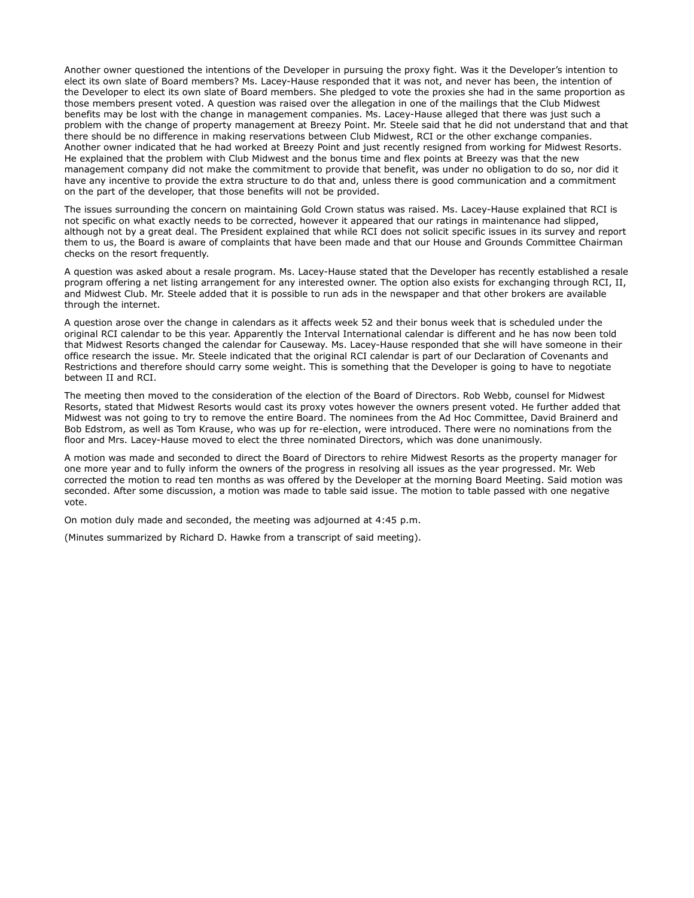Another owner questioned the intentions of the Developer in pursuing the proxy fight. Was it the Developer's intention to elect its own slate of Board members? Ms. Lacey-Hause responded that it was not, and never has been, the intention of the Developer to elect its own slate of Board members. She pledged to vote the proxies she had in the same proportion as those members present voted. A question was raised over the allegation in one of the mailings that the Club Midwest benefits may be lost with the change in management companies. Ms. Lacey-Hause alleged that there was just such a problem with the change of property management at Breezy Point. Mr. Steele said that he did not understand that and that there should be no difference in making reservations between Club Midwest, RCI or the other exchange companies. Another owner indicated that he had worked at Breezy Point and just recently resigned from working for Midwest Resorts. He explained that the problem with Club Midwest and the bonus time and flex points at Breezy was that the new management company did not make the commitment to provide that benefit, was under no obligation to do so, nor did it have any incentive to provide the extra structure to do that and, unless there is good communication and a commitment on the part of the developer, that those benefits will not be provided.

The issues surrounding the concern on maintaining Gold Crown status was raised. Ms. Lacey-Hause explained that RCI is not specific on what exactly needs to be corrected, however it appeared that our ratings in maintenance had slipped, although not by a great deal. The President explained that while RCI does not solicit specific issues in its survey and report them to us, the Board is aware of complaints that have been made and that our House and Grounds Committee Chairman checks on the resort frequently.

A question was asked about a resale program. Ms. Lacey-Hause stated that the Developer has recently established a resale program offering a net listing arrangement for any interested owner. The option also exists for exchanging through RCI, II, and Midwest Club. Mr. Steele added that it is possible to run ads in the newspaper and that other brokers are available through the internet.

A question arose over the change in calendars as it affects week 52 and their bonus week that is scheduled under the original RCI calendar to be this year. Apparently the Interval International calendar is different and he has now been told that Midwest Resorts changed the calendar for Causeway. Ms. Lacey-Hause responded that she will have someone in their office research the issue. Mr. Steele indicated that the original RCI calendar is part of our Declaration of Covenants and Restrictions and therefore should carry some weight. This is something that the Developer is going to have to negotiate between II and RCI.

The meeting then moved to the consideration of the election of the Board of Directors. Rob Webb, counsel for Midwest Resorts, stated that Midwest Resorts would cast its proxy votes however the owners present voted. He further added that Midwest was not going to try to remove the entire Board. The nominees from the Ad Hoc Committee, David Brainerd and Bob Edstrom, as well as Tom Krause, who was up for re-election, were introduced. There were no nominations from the floor and Mrs. Lacey-Hause moved to elect the three nominated Directors, which was done unanimously.

A motion was made and seconded to direct the Board of Directors to rehire Midwest Resorts as the property manager for one more year and to fully inform the owners of the progress in resolving all issues as the year progressed. Mr. Web corrected the motion to read ten months as was offered by the Developer at the morning Board Meeting. Said motion was seconded. After some discussion, a motion was made to table said issue. The motion to table passed with one negative vote.

On motion duly made and seconded, the meeting was adjourned at 4:45 p.m.

(Minutes summarized by Richard D. Hawke from a transcript of said meeting).